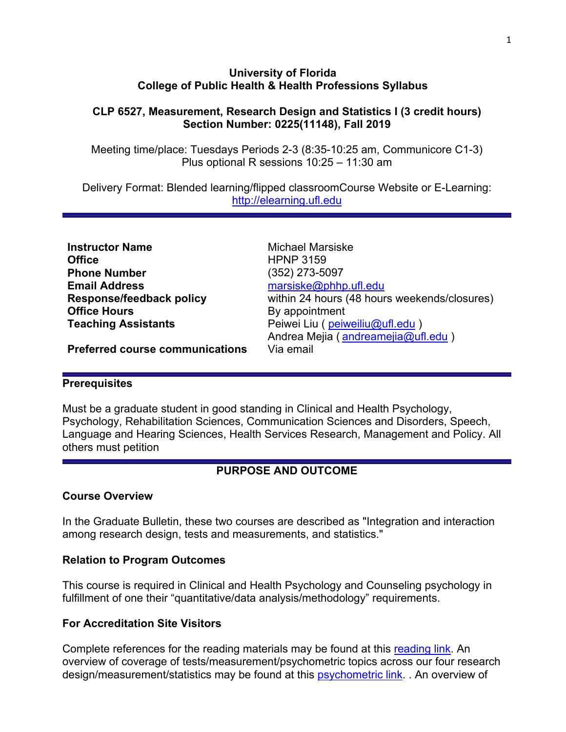**University of Florida**
**College of Public Health & Health Professions Syllabus**

**CLP 6527, Measurement, Research Design and Statistics I (3 credit hours)**
**Section Number: 0225(11148), Fall 2019**

Meeting time/place: Tuesdays Periods 2-3 (8:35-10:25 am, Communicore C1-3)
Plus optional R sessions 10:25 – 11:30 am

Delivery Format: Blended learning/flipped classroomCourse Website or E-Learning: [http://elearning.ufl.edu](http://elearning.ufl.edu)

---

| | |
|---|---|
| **Instructor Name** | Michael Marsiske |
| **Office** | HPNP 3159 |
| **Phone Number** | (352) 273-5097 |
| **Email Address** | marsiske@phhp.ufl.edu |
| **Response/feedback policy** | within 24 hours (48 hours weekends/closures) |
| **Office Hours** | By appointment |
| **Teaching Assistants** | Peiwei Liu ( peiweiliu@ufl.edu )<br>Andrea Mejia ( andreamejia@ufl.edu ) |
| **Preferred course communications** | Via email |

---

## Prerequisites

Must be a graduate student in good standing in Clinical and Health Psychology, Psychology, Rehabilitation Sciences, Communication Sciences and Disorders, Speech, Language and Hearing Sciences, Health Services Research, Management and Policy. All others must petition

---

## PURPOSE AND OUTCOME

### Course Overview

In the Graduate Bulletin, these two courses are described as "Integration and interaction among research design, tests and measurements, and statistics."

### Relation to Program Outcomes

This course is required in Clinical and Health Psychology and Counseling psychology in fulfillment of one their "quantitative/data analysis/methodology" requirements.

### For Accreditation Site Visitors

Complete references for the reading materials may be found at this reading link. An overview of coverage of tests/measurement/psychometric topics across our four research design/measurement/statistics may be found at this psychometric link. . An overview of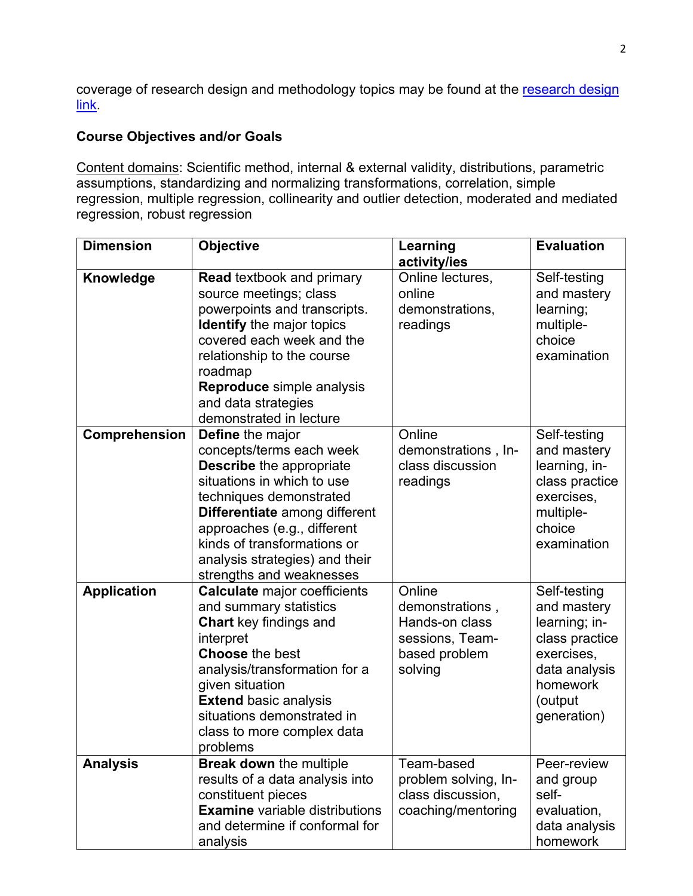coverage of research design and methodology topics may be found at the [research design link](research design link).

**Course Objectives and/or Goals**

Content domains: Scientific method, internal & external validity, distributions, parametric assumptions, standardizing and normalizing transformations, correlation, simple regression, multiple regression, collinearity and outlier detection, moderated and mediated regression, robust regression

| Dimension | Objective | Learning activity/ies | Evaluation |
|---|---|---|---|
| **Knowledge** | **Read** textbook and primary source meetings; class powerpoints and transcripts. **Identify** the major topics covered each week and the relationship to the course roadmap **Reproduce** simple analysis and data strategies demonstrated in lecture | Online lectures, online demonstrations, readings | Self-testing and mastery learning; multiple-choice examination |
| **Comprehension** | **Define** the major concepts/terms each week **Describe** the appropriate situations in which to use techniques demonstrated **Differentiate** among different approaches (e.g., different kinds of transformations or analysis strategies) and their strengths and weaknesses | Online demonstrations , In-class discussion readings | Self-testing and mastery learning, in-class practice exercises, multiple-choice examination |
| **Application** | **Calculate** major coefficients and summary statistics **Chart** key findings and interpret **Choose** the best analysis/transformation for a given situation **Extend** basic analysis situations demonstrated in class to more complex data problems | Online demonstrations , Hands-on class sessions, Team-based problem solving | Self-testing and mastery learning; in-class practice exercises, data analysis homework (output generation) |
| **Analysis** | **Break down** the multiple results of a data analysis into constituent pieces **Examine** variable distributions and determine if conformal for analysis | Team-based problem solving, In-class discussion, coaching/mentoring | Peer-review and group self-evaluation, data analysis homework |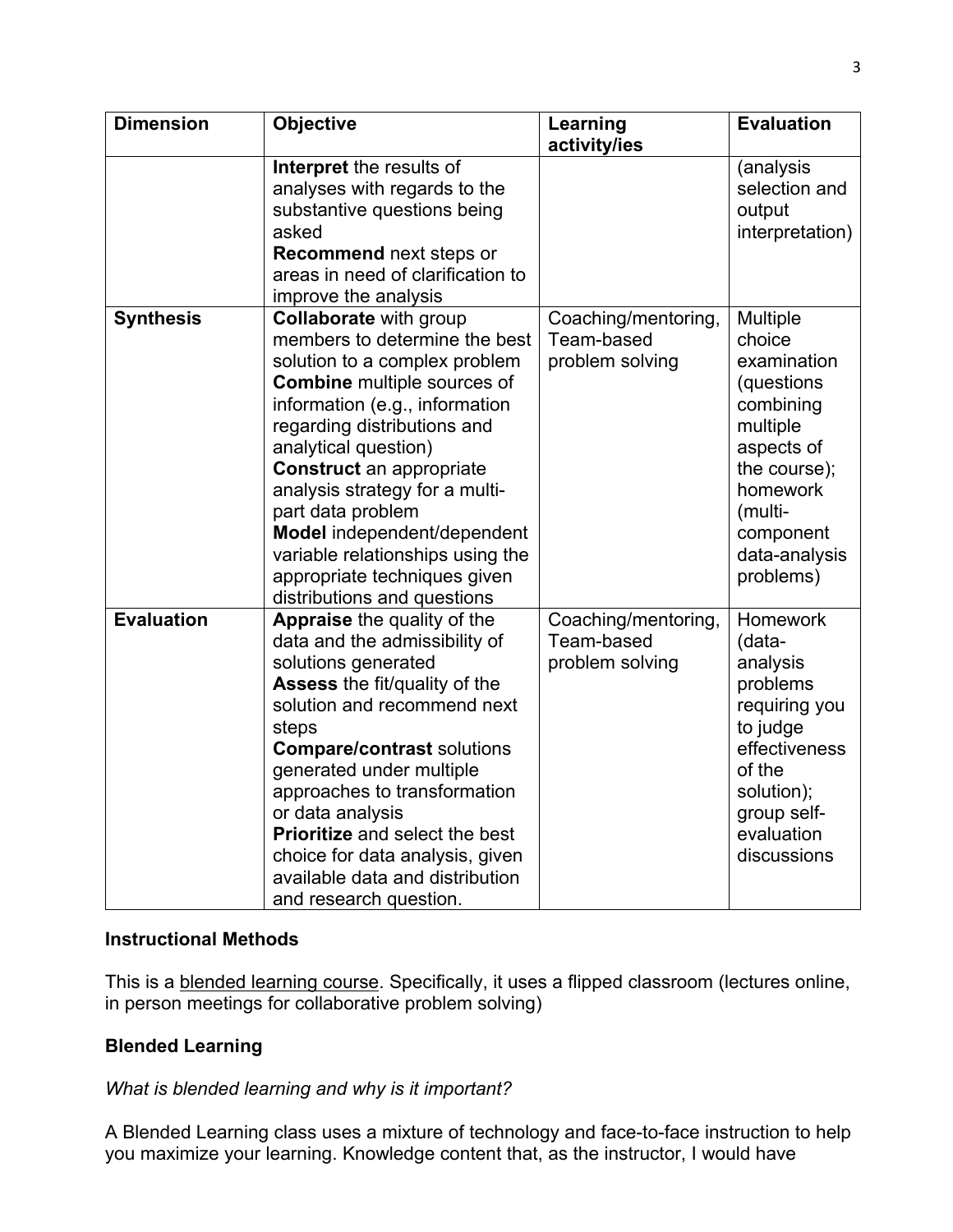| Dimension | Objective | Learning activity/ies | Evaluation |
| --- | --- | --- | --- |
| | **Interpret** the results of analyses with regards to the substantive questions being asked<br>**Recommend** next steps or areas in need of clarification to improve the analysis | | (analysis selection and output interpretation) |
| **Synthesis** | **Collaborate** with group members to determine the best solution to a complex problem<br>**Combine** multiple sources of information (e.g., information regarding distributions and analytical question)<br>**Construct** an appropriate analysis strategy for a multi-part data problem<br>**Model** independent/dependent variable relationships using the appropriate techniques given distributions and questions | Coaching/mentoring, Team-based problem solving | Multiple choice examination (questions combining multiple aspects of the course); homework (multi-component data-analysis problems) |
| **Evaluation** | **Appraise** the quality of the data and the admissibility of solutions generated<br>**Assess** the fit/quality of the solution and recommend next steps<br>**Compare/contrast** solutions generated under multiple approaches to transformation or data analysis<br>**Prioritize** and select the best choice for data analysis, given available data and distribution and research question. | Coaching/mentoring, Team-based problem solving | Homework (data-analysis problems requiring you to judge effectiveness of the solution); group self-evaluation discussions |

**Instructional Methods**

This is a blended learning course. Specifically, it uses a flipped classroom (lectures online, in person meetings for collaborative problem solving)

**Blended Learning**

*What is blended learning and why is it important?*

A Blended Learning class uses a mixture of technology and face-to-face instruction to help you maximize your learning. Knowledge content that, as the instructor, I would have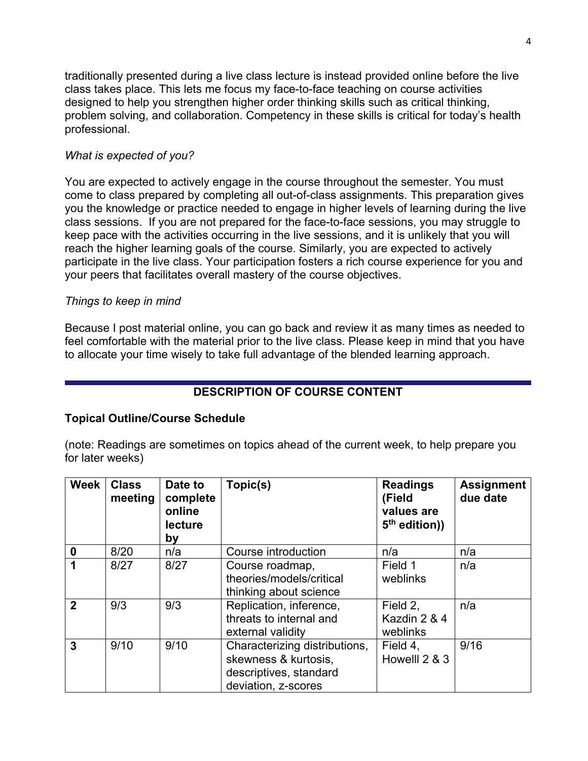traditionally presented during a live class lecture is instead provided online before the live class takes place. This lets me focus my face-to-face teaching on course activities designed to help you strengthen higher order thinking skills such as critical thinking, problem solving, and collaboration. Competency in these skills is critical for today's health professional.

*What is expected of you?*

You are expected to actively engage in the course throughout the semester. You must come to class prepared by completing all out-of-class assignments. This preparation gives you the knowledge or practice needed to engage in higher levels of learning during the live class sessions. If you are not prepared for the face-to-face sessions, you may struggle to keep pace with the activities occurring in the live sessions, and it is unlikely that you will reach the higher learning goals of the course. Similarly, you are expected to actively participate in the live class. Your participation fosters a rich course experience for you and your peers that facilitates overall mastery of the course objectives.

*Things to keep in mind*

Because I post material online, you can go back and review it as many times as needed to feel comfortable with the material prior to the live class. Please keep in mind that you have to allocate your time wisely to take full advantage of the blended learning approach.

## DESCRIPTION OF COURSE CONTENT

### Topical Outline/Course Schedule

(note: Readings are sometimes on topics ahead of the current week, to help prepare you for later weeks)

| Week | Class meeting | Date to complete online lecture by | Topic(s) | Readings (Field values are 5th edition)) | Assignment due date |
|---|---|---|---|---|---|
| **0** | 8/20 | n/a | Course introduction | n/a | n/a |
| **1** | 8/27 | 8/27 | Course roadmap, theories/models/critical thinking about science | Field 1 weblinks | n/a |
| **2** | 9/3 | 9/3 | Replication, inference, threats to internal and external validity | Field 2, Kazdin 2 & 4 weblinks | n/a |
| **3** | 9/10 | 9/10 | Characterizing distributions, skewness & kurtosis, descriptives, standard deviation, z-scores | Field 4, Howelll 2 & 3 | 9/16 |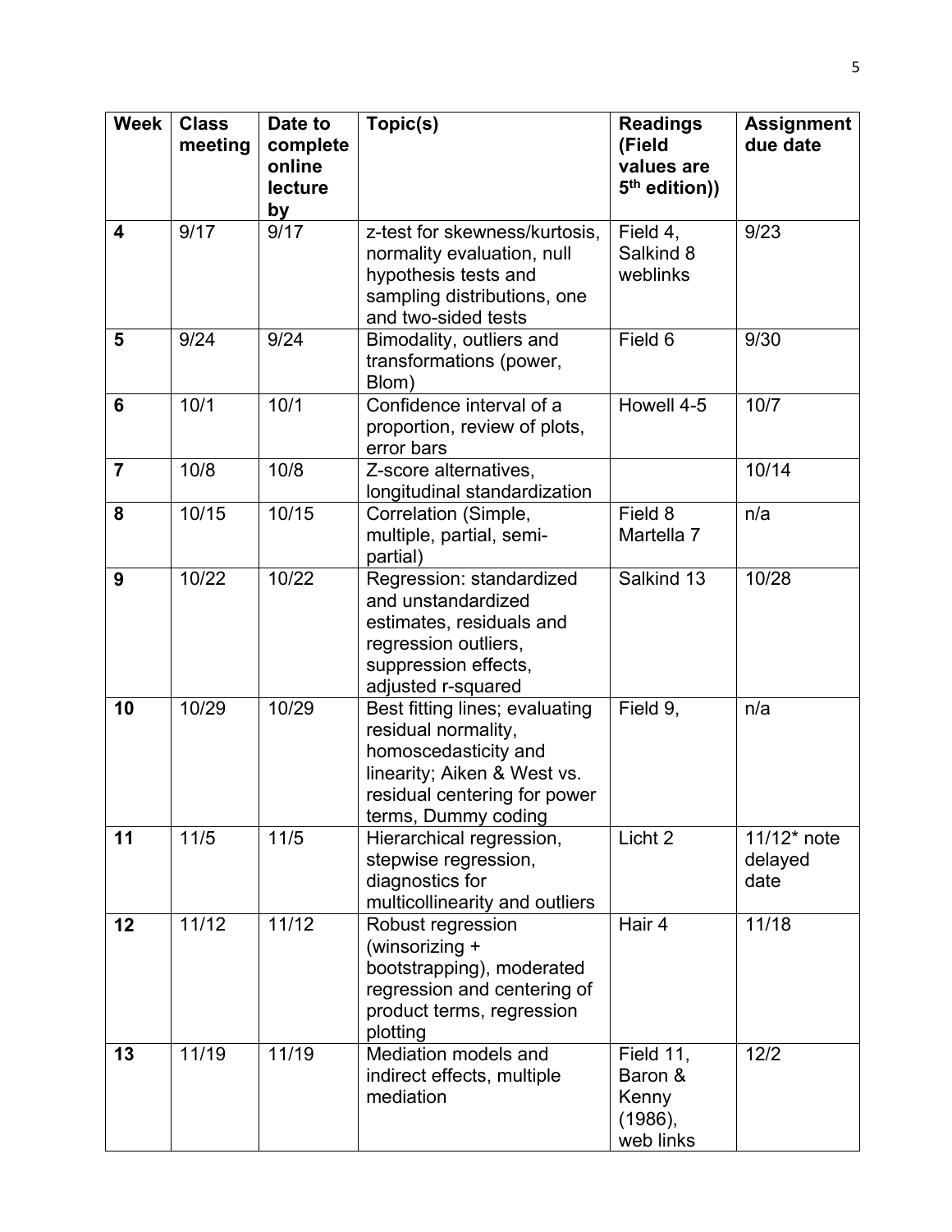| Week | Class meeting | Date to complete online lecture by | Topic(s) | Readings (Field values are 5th edition)) | Assignment due date |
|---|---|---|---|---|---|
| **4** | 9/17 | 9/17 | z-test for skewness/kurtosis, normality evaluation, null hypothesis tests and sampling distributions, one and two-sided tests | Field 4, Salkind 8 weblinks | 9/23 |
| **5** | 9/24 | 9/24 | Bimodality, outliers and transformations (power, Blom) | Field 6 | 9/30 |
| **6** | 10/1 | 10/1 | Confidence interval of a proportion, review of plots, error bars | Howell 4-5 | 10/7 |
| **7** | 10/8 | 10/8 | Z-score alternatives, longitudinal standardization | | 10/14 |
| **8** | 10/15 | 10/15 | Correlation (Simple, multiple, partial, semi-partial) | Field 8 Martella 7 | n/a |
| **9** | 10/22 | 10/22 | Regression: standardized and unstandardized estimates, residuals and regression outliers, suppression effects, adjusted r-squared | Salkind 13 | 10/28 |
| **10** | 10/29 | 10/29 | Best fitting lines; evaluating residual normality, homoscedasticity and linearity; Aiken & West vs. residual centering for power terms, Dummy coding | Field 9, | n/a |
| **11** | 11/5 | 11/5 | Hierarchical regression, stepwise regression, diagnostics for multicollinearity and outliers | Licht 2 | 11/12* note delayed date |
| **12** | 11/12 | 11/12 | Robust regression (winsorizing + bootstrapping), moderated regression and centering of product terms, regression plotting | Hair 4 | 11/18 |
| **13** | 11/19 | 11/19 | Mediation models and indirect effects, multiple mediation | Field 11, Baron & Kenny (1986), web links | 12/2 |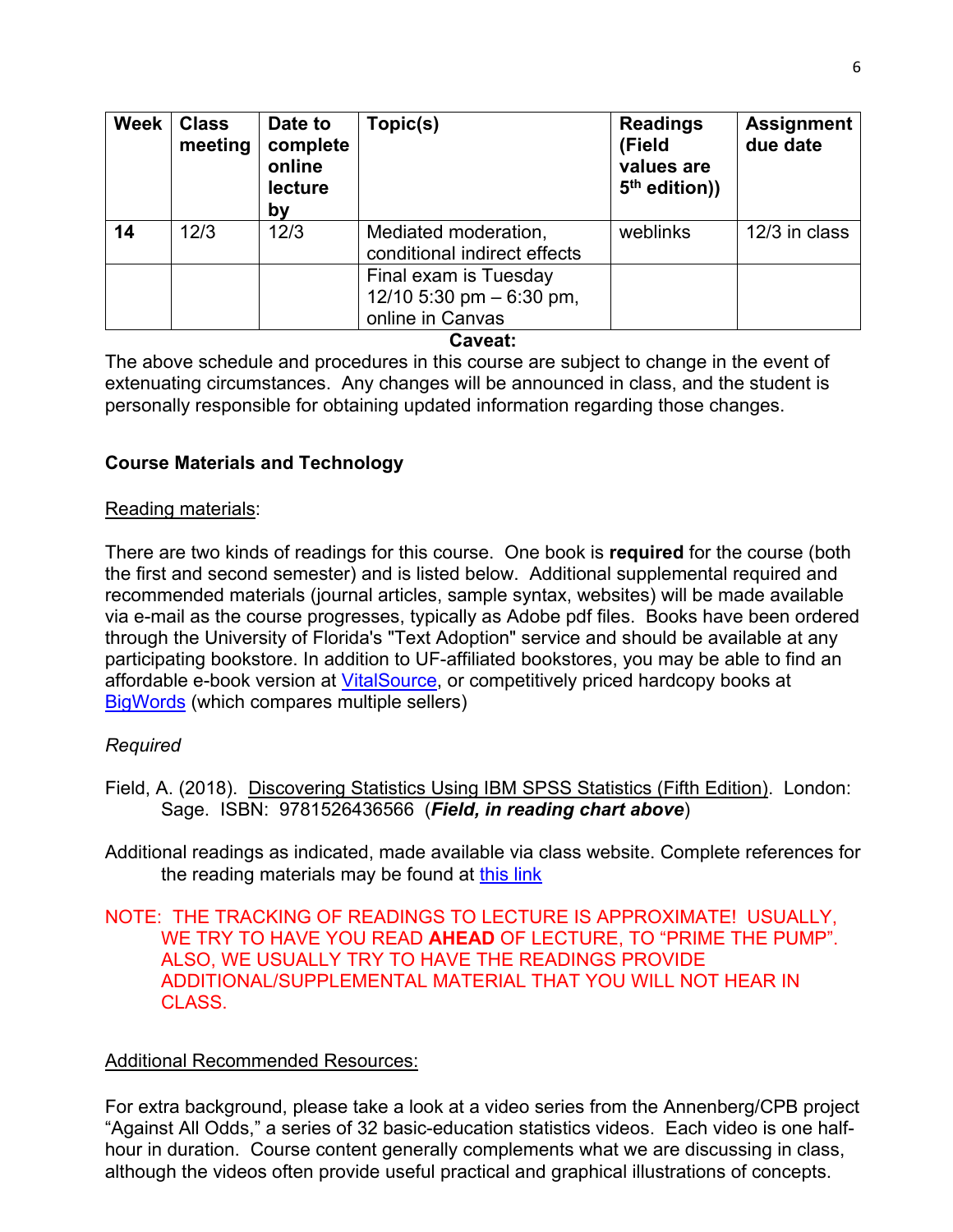| Week | Class meeting | Date to complete online lecture by | Topic(s) | Readings (Field values are 5th edition)) | Assignment due date |
|---|---|---|---|---|---|
| **14** | 12/3 | 12/3 | Mediated moderation, conditional indirect effects | weblinks | 12/3 in class |
| | | | Final exam is Tuesday 12/10 5:30 pm – 6:30 pm, online in Canvas | | |

**Caveat:**

The above schedule and procedures in this course are subject to change in the event of extenuating circumstances. Any changes will be announced in class, and the student is personally responsible for obtaining updated information regarding those changes.

## Course Materials and Technology

Reading materials:

There are two kinds of readings for this course. One book is **required** for the course (both the first and second semester) and is listed below. Additional supplemental required and recommended materials (journal articles, sample syntax, websites) will be made available via e-mail as the course progresses, typically as Adobe pdf files. Books have been ordered through the University of Florida's "Text Adoption" service and should be available at any participating bookstore. In addition to UF-affiliated bookstores, you may be able to find an affordable e-book version at VitalSource, or competitively priced hardcopy books at BigWords (which compares multiple sellers)

*Required*

Field, A. (2018). Discovering Statistics Using IBM SPSS Statistics (Fifth Edition). London: Sage. ISBN: 9781526436566 (***Field, in reading chart above***)

Additional readings as indicated, made available via class website. Complete references for the reading materials may be found at this link

NOTE: THE TRACKING OF READINGS TO LECTURE IS APPROXIMATE! USUALLY, WE TRY TO HAVE YOU READ **AHEAD** OF LECTURE, TO "PRIME THE PUMP". ALSO, WE USUALLY TRY TO HAVE THE READINGS PROVIDE ADDITIONAL/SUPPLEMENTAL MATERIAL THAT YOU WILL NOT HEAR IN CLASS.

Additional Recommended Resources:

For extra background, please take a look at a video series from the Annenberg/CPB project "Against All Odds," a series of 32 basic-education statistics videos. Each video is one half-hour in duration. Course content generally complements what we are discussing in class, although the videos often provide useful practical and graphical illustrations of concepts.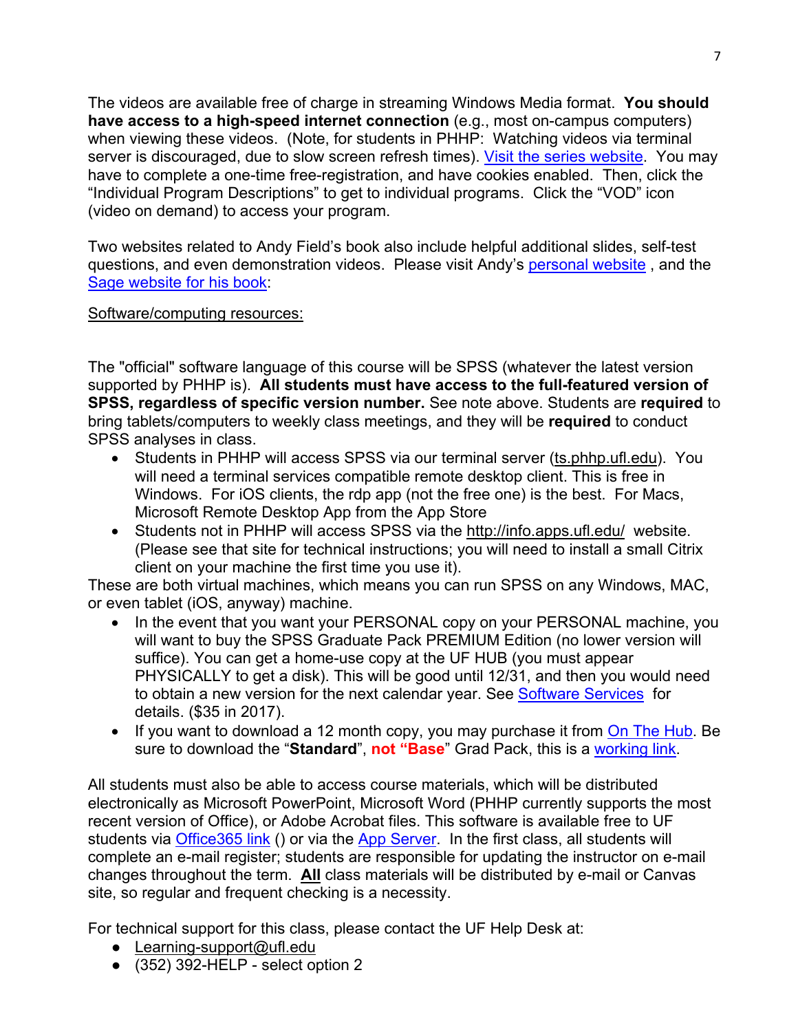The videos are available free of charge in streaming Windows Media format. **You should have access to a high-speed internet connection** (e.g., most on-campus computers) when viewing these videos. (Note, for students in PHHP: Watching videos via terminal server is discouraged, due to slow screen refresh times). Visit the series website. You may have to complete a one-time free-registration, and have cookies enabled. Then, click the "Individual Program Descriptions" to get to individual programs. Click the "VOD" icon (video on demand) to access your program.

Two websites related to Andy Field's book also include helpful additional slides, self-test questions, and even demonstration videos. Please visit Andy's personal website , and the Sage website for his book:

Software/computing resources:

The "official" software language of this course will be SPSS (whatever the latest version supported by PHHP is). **All students must have access to the full-featured version of SPSS, regardless of specific version number.** See note above. Students are **required** to bring tablets/computers to weekly class meetings, and they will be **required** to conduct SPSS analyses in class.

- Students in PHHP will access SPSS via our terminal server (ts.phhp.ufl.edu). You will need a terminal services compatible remote desktop client. This is free in Windows. For iOS clients, the rdp app (not the free one) is the best. For Macs, Microsoft Remote Desktop App from the App Store
- Students not in PHHP will access SPSS via the http://info.apps.ufl.edu/ website. (Please see that site for technical instructions; you will need to install a small Citrix client on your machine the first time you use it).

These are both virtual machines, which means you can run SPSS on any Windows, MAC, or even tablet (iOS, anyway) machine.

- In the event that you want your PERSONAL copy on your PERSONAL machine, you will want to buy the SPSS Graduate Pack PREMIUM Edition (no lower version will suffice). You can get a home-use copy at the UF HUB (you must appear PHYSICALLY to get a disk). This will be good until 12/31, and then you would need to obtain a new version for the next calendar year. See Software Services for details. ($35 in 2017).
- If you want to download a 12 month copy, you may purchase it from On The Hub. Be sure to download the "**Standard**", **not "Base"** Grad Pack, this is a working link.

All students must also be able to access course materials, which will be distributed electronically as Microsoft PowerPoint, Microsoft Word (PHHP currently supports the most recent version of Office), or Adobe Acrobat files. This software is available free to UF students via Office365 link () or via the App Server. In the first class, all students will complete an e-mail register; students are responsible for updating the instructor on e-mail changes throughout the term. **All** class materials will be distributed by e-mail or Canvas site, so regular and frequent checking is a necessity.

For technical support for this class, please contact the UF Help Desk at:

- Learning-support@ufl.edu
- (352) 392-HELP - select option 2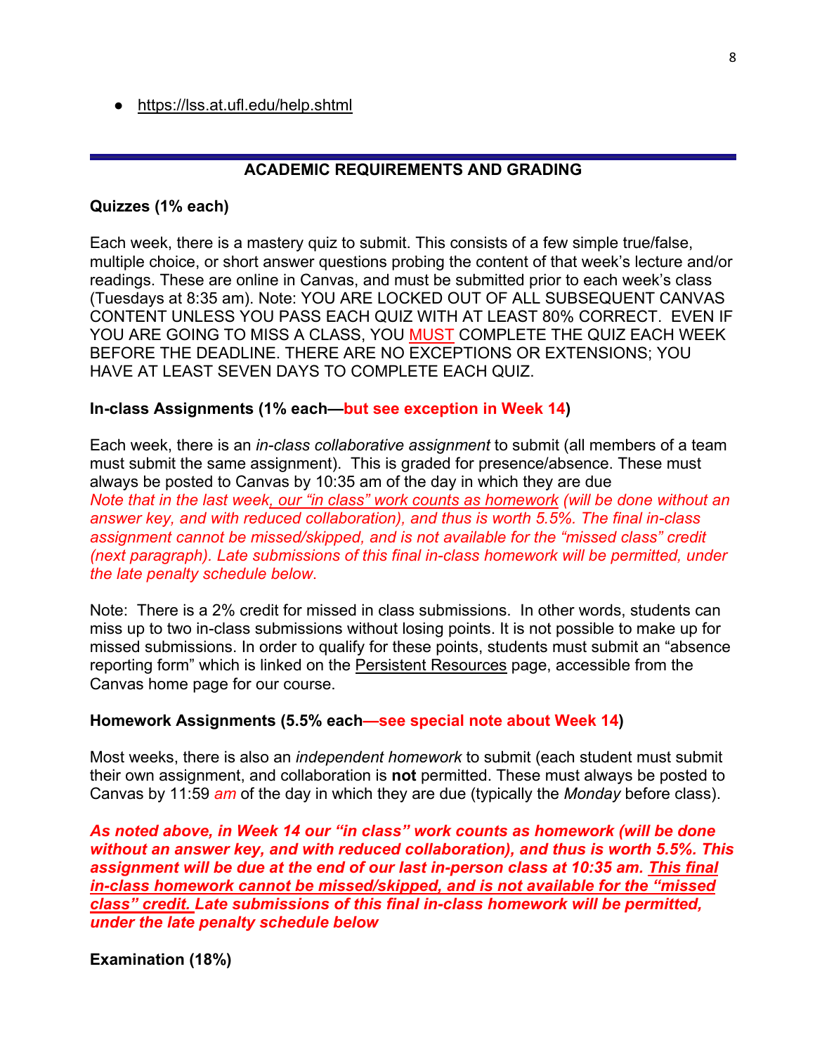- https://lss.at.ufl.edu/help.shtml

---

## ACADEMIC REQUIREMENTS AND GRADING

**Quizzes (1% each)**

Each week, there is a mastery quiz to submit. This consists of a few simple true/false, multiple choice, or short answer questions probing the content of that week's lecture and/or readings. These are online in Canvas, and must be submitted prior to each week's class (Tuesdays at 8:35 am). Note: YOU ARE LOCKED OUT OF ALL SUBSEQUENT CANVAS CONTENT UNLESS YOU PASS EACH QUIZ WITH AT LEAST 80% CORRECT. EVEN IF YOU ARE GOING TO MISS A CLASS, YOU MUST COMPLETE THE QUIZ EACH WEEK BEFORE THE DEADLINE. THERE ARE NO EXCEPTIONS OR EXTENSIONS; YOU HAVE AT LEAST SEVEN DAYS TO COMPLETE EACH QUIZ.

**In-class Assignments (1% each—but see exception in Week 14)**

Each week, there is an *in-class collaborative assignment* to submit (all members of a team must submit the same assignment). This is graded for presence/absence. These must always be posted to Canvas by 10:35 am of the day in which they are due
*Note that in the last week, our "in class" work counts as homework (will be done without an answer key, and with reduced collaboration), and thus is worth 5.5%. The final in-class assignment cannot be missed/skipped, and is not available for the "missed class" credit (next paragraph). Late submissions of this final in-class homework will be permitted, under the late penalty schedule below.*

Note: There is a 2% credit for missed in class submissions. In other words, students can miss up to two in-class submissions without losing points. It is not possible to make up for missed submissions. In order to qualify for these points, students must submit an "absence reporting form" which is linked on the Persistent Resources page, accessible from the Canvas home page for our course.

**Homework Assignments (5.5% each—see special note about Week 14)**

Most weeks, there is also an *independent homework* to submit (each student must submit their own assignment, and collaboration is **not** permitted. These must always be posted to Canvas by 11:59 *am* of the day in which they are due (typically the *Monday* before class).

***As noted above, in Week 14 our "in class" work counts as homework (will be done without an answer key, and with reduced collaboration), and thus is worth 5.5%. This assignment will be due at the end of our last in-person class at 10:35 am. This final in-class homework cannot be missed/skipped, and is not available for the "missed class" credit. Late submissions of this final in-class homework will be permitted, under the late penalty schedule below***

**Examination (18%)**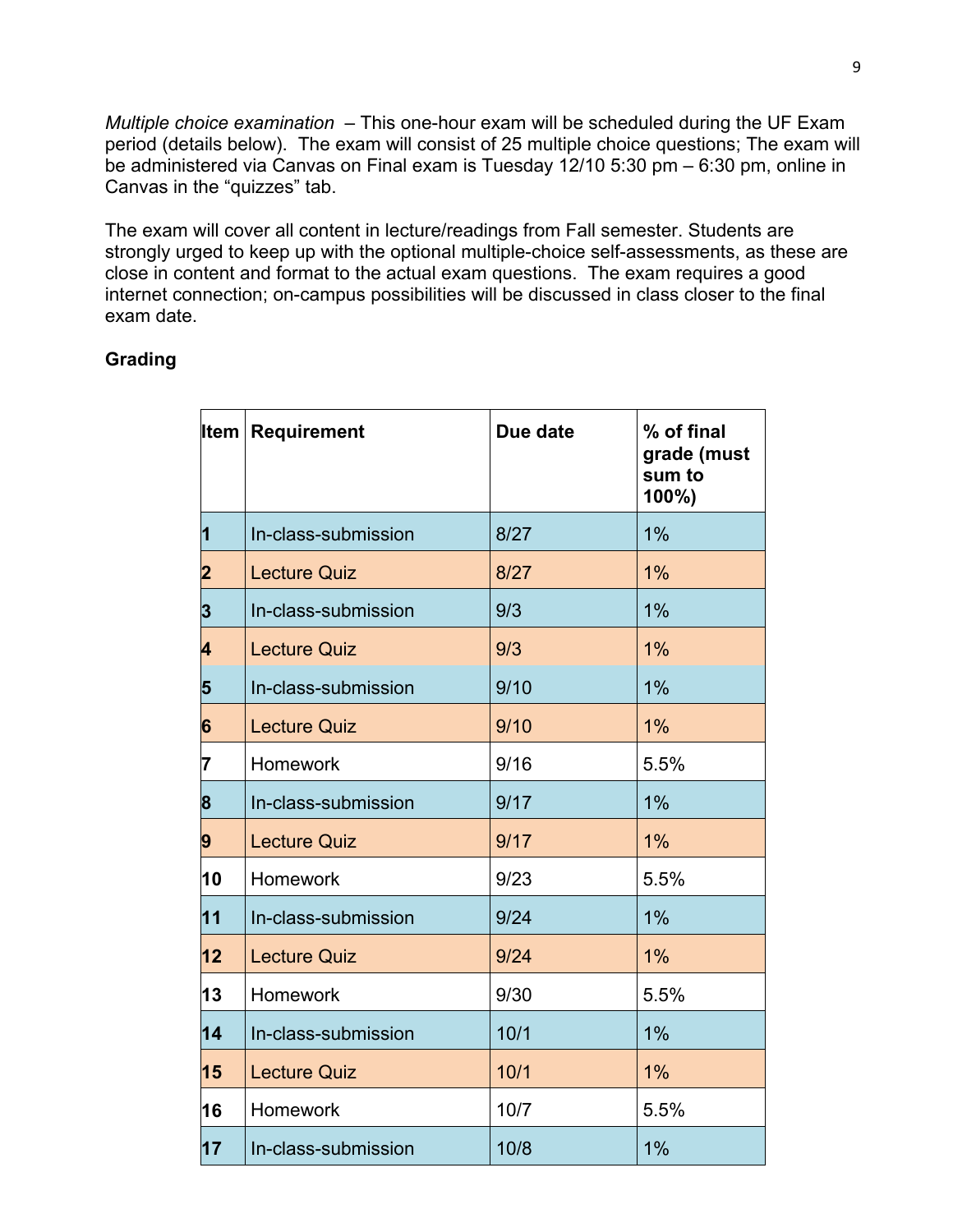*Multiple choice examination* – This one-hour exam will be scheduled during the UF Exam period (details below). The exam will consist of 25 multiple choice questions; The exam will be administered via Canvas on Final exam is Tuesday 12/10 5:30 pm – 6:30 pm, online in Canvas in the "quizzes" tab.

The exam will cover all content in lecture/readings from Fall semester. Students are strongly urged to keep up with the optional multiple-choice self-assessments, as these are close in content and format to the actual exam questions. The exam requires a good internet connection; on-campus possibilities will be discussed in class closer to the final exam date.

**Grading**

| Item | Requirement | Due date | % of final grade (must sum to 100%) |
|---|---|---|---|
| **1** | In-class-submission | 8/27 | 1% |
| **2** | Lecture Quiz | 8/27 | 1% |
| **3** | In-class-submission | 9/3 | 1% |
| **4** | Lecture Quiz | 9/3 | 1% |
| **5** | In-class-submission | 9/10 | 1% |
| **6** | Lecture Quiz | 9/10 | 1% |
| **7** | Homework | 9/16 | 5.5% |
| **8** | In-class-submission | 9/17 | 1% |
| **9** | Lecture Quiz | 9/17 | 1% |
| **10** | Homework | 9/23 | 5.5% |
| **11** | In-class-submission | 9/24 | 1% |
| **12** | Lecture Quiz | 9/24 | 1% |
| **13** | Homework | 9/30 | 5.5% |
| **14** | In-class-submission | 10/1 | 1% |
| **15** | Lecture Quiz | 10/1 | 1% |
| **16** | Homework | 10/7 | 5.5% |
| **17** | In-class-submission | 10/8 | 1% |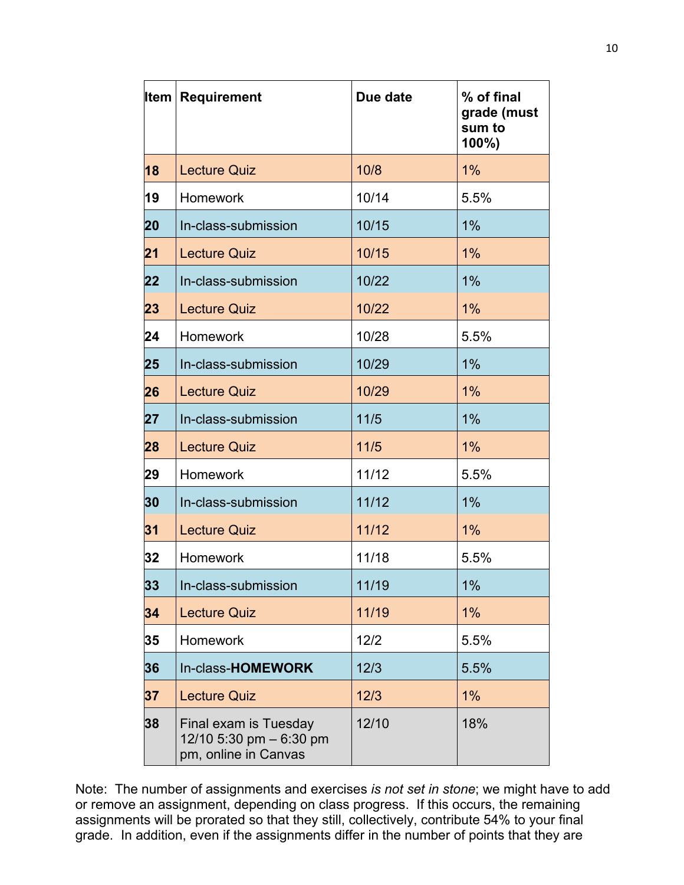| Item | Requirement | Due date | % of final grade (must sum to 100%) |
|---|---|---|---|
| **18** | Lecture Quiz | 10/8 | 1% |
| **19** | Homework | 10/14 | 5.5% |
| **20** | In-class-submission | 10/15 | 1% |
| **21** | Lecture Quiz | 10/15 | 1% |
| **22** | In-class-submission | 10/22 | 1% |
| **23** | Lecture Quiz | 10/22 | 1% |
| **24** | Homework | 10/28 | 5.5% |
| **25** | In-class-submission | 10/29 | 1% |
| **26** | Lecture Quiz | 10/29 | 1% |
| **27** | In-class-submission | 11/5 | 1% |
| **28** | Lecture Quiz | 11/5 | 1% |
| **29** | Homework | 11/12 | 5.5% |
| **30** | In-class-submission | 11/12 | 1% |
| **31** | Lecture Quiz | 11/12 | 1% |
| **32** | Homework | 11/18 | 5.5% |
| **33** | In-class-submission | 11/19 | 1% |
| **34** | Lecture Quiz | 11/19 | 1% |
| **35** | Homework | 12/2 | 5.5% |
| **36** | In-class-**HOMEWORK** | 12/3 | 5.5% |
| **37** | Lecture Quiz | 12/3 | 1% |
| **38** | Final exam is Tuesday 12/10 5:30 pm – 6:30 pm pm, online in Canvas | 12/10 | 18% |

Note: The number of assignments and exercises *is not set in stone*; we might have to add or remove an assignment, depending on class progress. If this occurs, the remaining assignments will be prorated so that they still, collectively, contribute 54% to your final grade. In addition, even if the assignments differ in the number of points that they are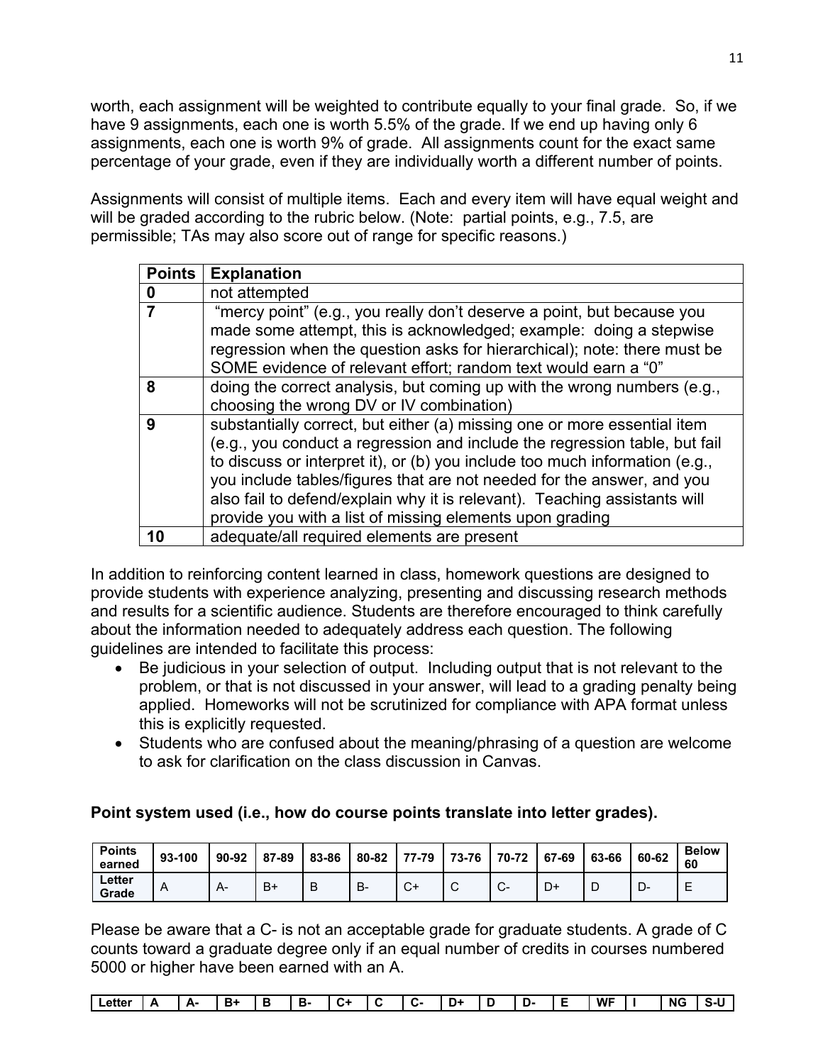worth, each assignment will be weighted to contribute equally to your final grade. So, if we have 9 assignments, each one is worth 5.5% of the grade. If we end up having only 6 assignments, each one is worth 9% of grade. All assignments count for the exact same percentage of your grade, even if they are individually worth a different number of points.

Assignments will consist of multiple items. Each and every item will have equal weight and will be graded according to the rubric below. (Note: partial points, e.g., 7.5, are permissible; TAs may also score out of range for specific reasons.)

| Points | Explanation |
|---|---|
| 0 | not attempted |
| 7 | "mercy point" (e.g., you really don't deserve a point, but because you made some attempt, this is acknowledged; example: doing a stepwise regression when the question asks for hierarchical); note: there must be SOME evidence of relevant effort; random text would earn a "0" |
| 8 | doing the correct analysis, but coming up with the wrong numbers (e.g., choosing the wrong DV or IV combination) |
| 9 | substantially correct, but either (a) missing one or more essential item (e.g., you conduct a regression and include the regression table, but fail to discuss or interpret it), or (b) you include too much information (e.g., you include tables/figures that are not needed for the answer, and you also fail to defend/explain why it is relevant). Teaching assistants will provide you with a list of missing elements upon grading |
| 10 | adequate/all required elements are present |

In addition to reinforcing content learned in class, homework questions are designed to provide students with experience analyzing, presenting and discussing research methods and results for a scientific audience. Students are therefore encouraged to think carefully about the information needed to adequately address each question. The following guidelines are intended to facilitate this process:

- Be judicious in your selection of output. Including output that is not relevant to the problem, or that is not discussed in your answer, will lead to a grading penalty being applied. Homeworks will not be scrutinized for compliance with APA format unless this is explicitly requested.
- Students who are confused about the meaning/phrasing of a question are welcome to ask for clarification on the class discussion in Canvas.

**Point system used (i.e., how do course points translate into letter grades).**

| Points earned | 93-100 | 90-92 | 87-89 | 83-86 | 80-82 | 77-79 | 73-76 | 70-72 | 67-69 | 63-66 | 60-62 | Below 60 |
|---|---|---|---|---|---|---|---|---|---|---|---|---|
| Letter Grade | A | A- | B+ | B | B- | C+ | C | C- | D+ | D | D- | E |

Please be aware that a C- is not an acceptable grade for graduate students. A grade of C counts toward a graduate degree only if an equal number of credits in courses numbered 5000 or higher have been earned with an A.

| Letter | A | A- | B+ | B | B- | C+ | C | C- | D+ | D | D- | E | WF | I | NG | S-U |
|---|---|---|---|---|---|---|---|---|---|---|---|---|---|---|---|---|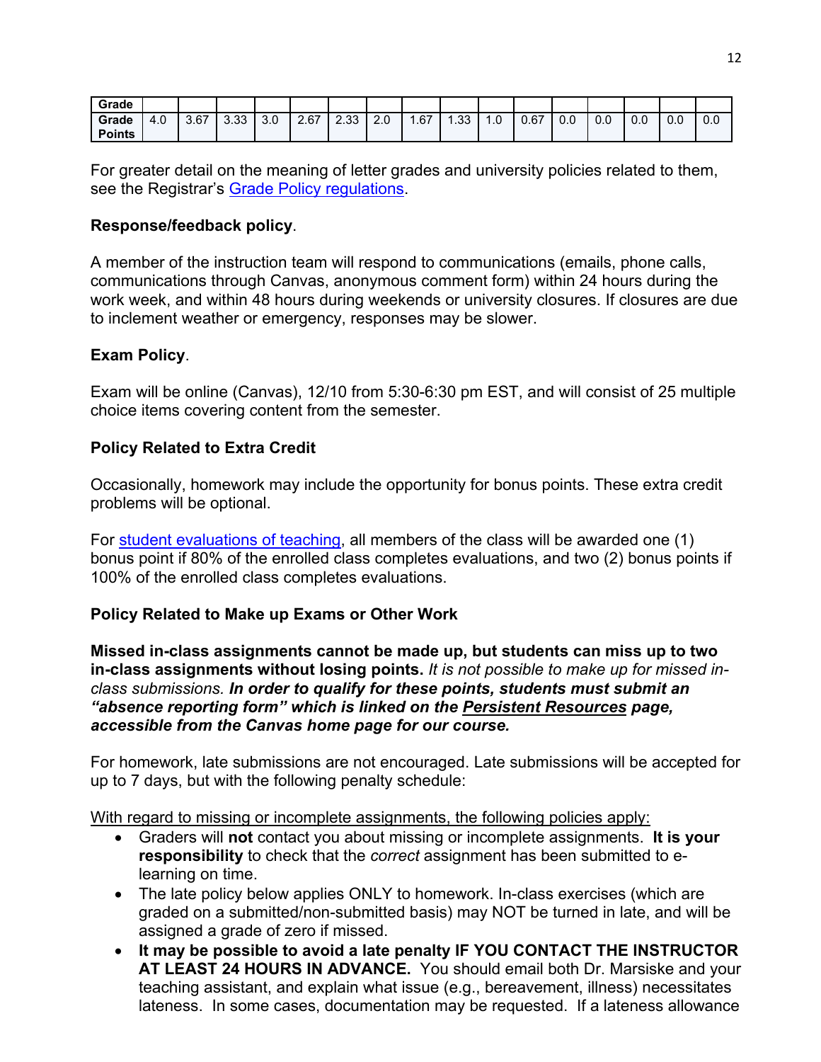| Grade | | | | | | | | | | | | | | | | |
|---|---|---|---|---|---|---|---|---|---|---|---|---|---|---|---|---|
| Grade Points | 4.0 | 3.67 | 3.33 | 3.0 | 2.67 | 2.33 | 2.0 | 1.67 | 1.33 | 1.0 | 0.67 | 0.0 | 0.0 | 0.0 | 0.0 | 0.0 |

For greater detail on the meaning of letter grades and university policies related to them, see the Registrar's Grade Policy regulations.

**Response/feedback policy**.

A member of the instruction team will respond to communications (emails, phone calls, communications through Canvas, anonymous comment form) within 24 hours during the work week, and within 48 hours during weekends or university closures. If closures are due to inclement weather or emergency, responses may be slower.

**Exam Policy**.

Exam will be online (Canvas), 12/10 from 5:30-6:30 pm EST, and will consist of 25 multiple choice items covering content from the semester.

**Policy Related to Extra Credit**

Occasionally, homework may include the opportunity for bonus points. These extra credit problems will be optional.

For student evaluations of teaching, all members of the class will be awarded one (1) bonus point if 80% of the enrolled class completes evaluations, and two (2) bonus points if 100% of the enrolled class completes evaluations.

**Policy Related to Make up Exams or Other Work**

**Missed in-class assignments cannot be made up, but students can miss up to two in-class assignments without losing points.** *It is not possible to make up for missed in-class submissions.* ***In order to qualify for these points, students must submit an "absence reporting form" which is linked on the Persistent Resources page, accessible from the Canvas home page for our course.***

For homework, late submissions are not encouraged. Late submissions will be accepted for up to 7 days, but with the following penalty schedule:

With regard to missing or incomplete assignments, the following policies apply:

- Graders will **not** contact you about missing or incomplete assignments. **It is your responsibility** to check that the *correct* assignment has been submitted to e-learning on time.
- The late policy below applies ONLY to homework. In-class exercises (which are graded on a submitted/non-submitted basis) may NOT be turned in late, and will be assigned a grade of zero if missed.
- **It may be possible to avoid a late penalty IF YOU CONTACT THE INSTRUCTOR AT LEAST 24 HOURS IN ADVANCE.** You should email both Dr. Marsiske and your teaching assistant, and explain what issue (e.g., bereavement, illness) necessitates lateness. In some cases, documentation may be requested. If a lateness allowance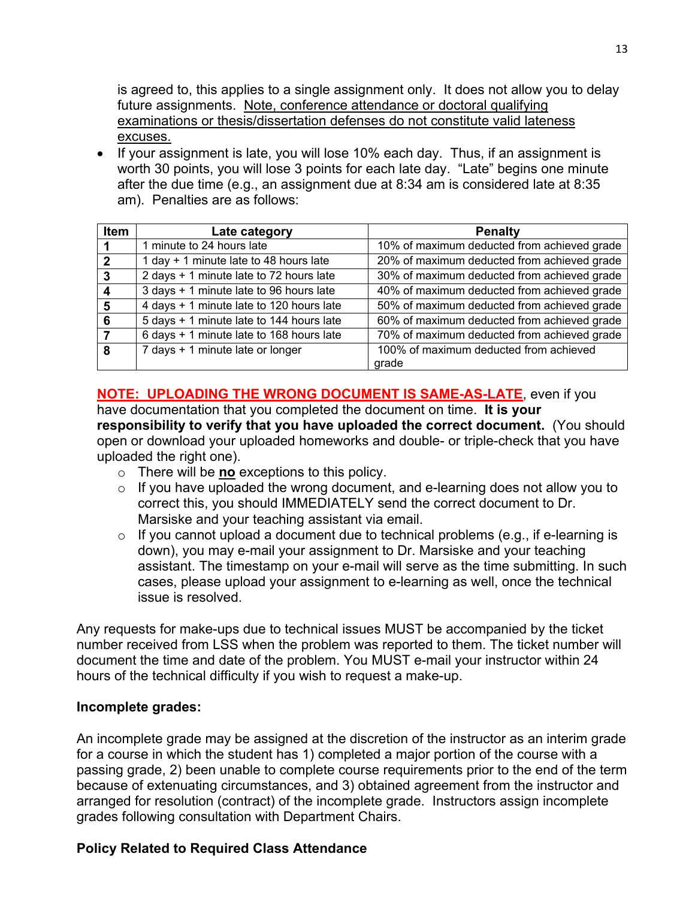is agreed to, this applies to a single assignment only. It does not allow you to delay future assignments. <u>Note, conference attendance or doctoral qualifying examinations or thesis/dissertation defenses do not constitute valid lateness excuses.</u>

- If your assignment is late, you will lose 10% each day. Thus, if an assignment is worth 30 points, you will lose 3 points for each late day. "Late" begins one minute after the due time (e.g., an assignment due at 8:34 am is considered late at 8:35 am). Penalties are as follows:

| Item | Late category | Penalty |
|---|---|---|
| **1** | 1 minute to 24 hours late | 10% of maximum deducted from achieved grade |
| **2** | 1 day + 1 minute late to 48 hours late | 20% of maximum deducted from achieved grade |
| **3** | 2 days + 1 minute late to 72 hours late | 30% of maximum deducted from achieved grade |
| **4** | 3 days + 1 minute late to 96 hours late | 40% of maximum deducted from achieved grade |
| **5** | 4 days + 1 minute late to 120 hours late | 50% of maximum deducted from achieved grade |
| **6** | 5 days + 1 minute late to 144 hours late | 60% of maximum deducted from achieved grade |
| **7** | 6 days + 1 minute late to 168 hours late | 70% of maximum deducted from achieved grade |
| **8** | 7 days + 1 minute late or longer | 100% of maximum deducted from achieved grade |

**<u>NOTE: UPLOADING THE WRONG DOCUMENT IS SAME-AS-LATE</u>**, even if you have documentation that you completed the document on time. **It is your responsibility to verify that you have uploaded the correct document.** (You should open or download your uploaded homeworks and double- or triple-check that you have uploaded the right one).

- There will be **<u>no</u>** exceptions to this policy.
- If you have uploaded the wrong document, and e-learning does not allow you to correct this, you should IMMEDIATELY send the correct document to Dr. Marsiske and your teaching assistant via email.
- If you cannot upload a document due to technical problems (e.g., if e-learning is down), you may e-mail your assignment to Dr. Marsiske and your teaching assistant. The timestamp on your e-mail will serve as the time submitting. In such cases, please upload your assignment to e-learning as well, once the technical issue is resolved.

Any requests for make-ups due to technical issues MUST be accompanied by the ticket number received from LSS when the problem was reported to them. The ticket number will document the time and date of the problem. You MUST e-mail your instructor within 24 hours of the technical difficulty if you wish to request a make-up.

**Incomplete grades:**

An incomplete grade may be assigned at the discretion of the instructor as an interim grade for a course in which the student has 1) completed a major portion of the course with a passing grade, 2) been unable to complete course requirements prior to the end of the term because of extenuating circumstances, and 3) obtained agreement from the instructor and arranged for resolution (contract) of the incomplete grade. Instructors assign incomplete grades following consultation with Department Chairs.

**Policy Related to Required Class Attendance**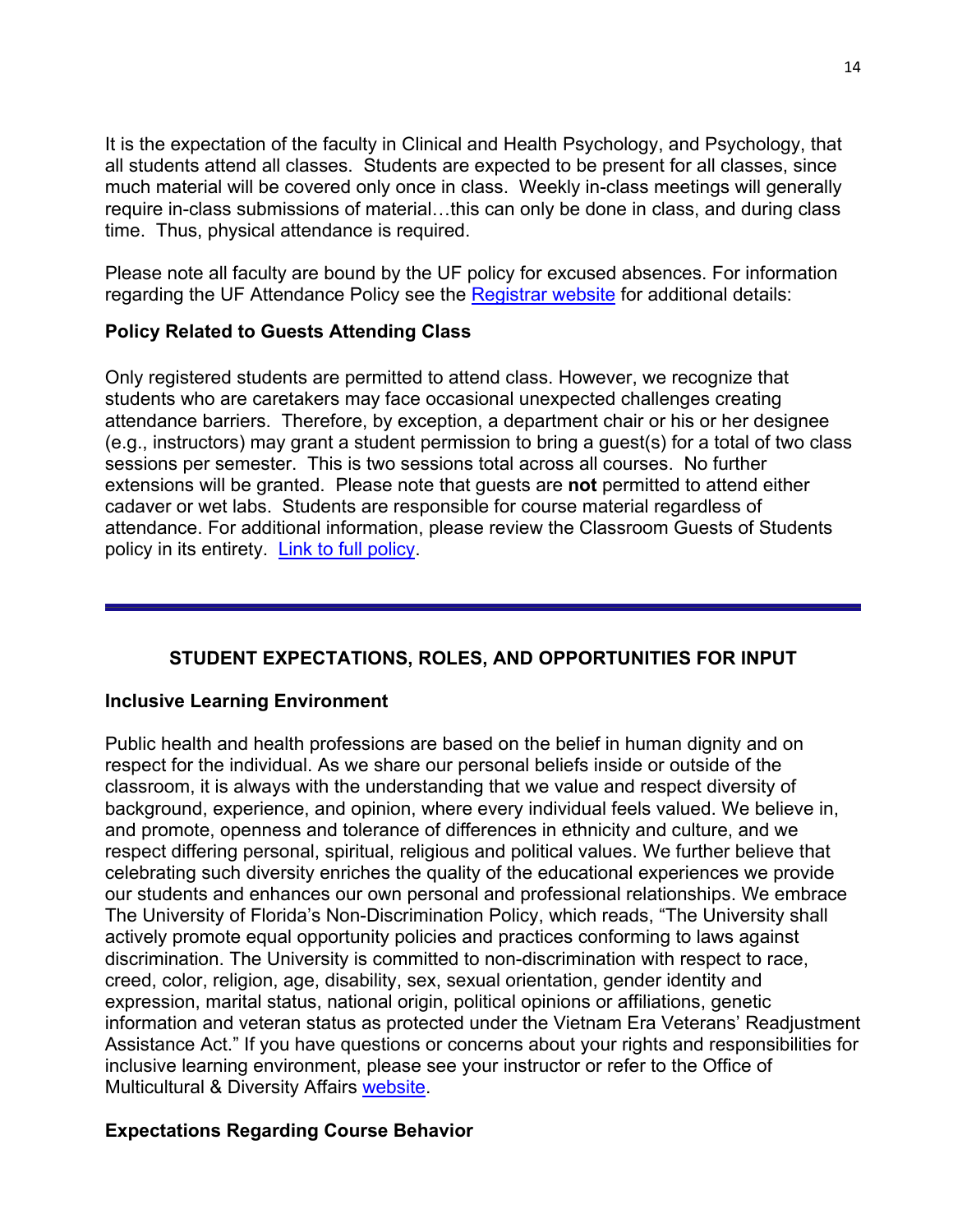It is the expectation of the faculty in Clinical and Health Psychology, and Psychology, that all students attend all classes. Students are expected to be present for all classes, since much material will be covered only once in class. Weekly in-class meetings will generally require in-class submissions of material…this can only be done in class, and during class time. Thus, physical attendance is required.

Please note all faculty are bound by the UF policy for excused absences. For information regarding the UF Attendance Policy see the [Registrar website](#) for additional details:

**Policy Related to Guests Attending Class**

Only registered students are permitted to attend class. However, we recognize that students who are caretakers may face occasional unexpected challenges creating attendance barriers. Therefore, by exception, a department chair or his or her designee (e.g., instructors) may grant a student permission to bring a guest(s) for a total of two class sessions per semester. This is two sessions total across all courses. No further extensions will be granted. Please note that guests are **not** permitted to attend either cadaver or wet labs. Students are responsible for course material regardless of attendance. For additional information, please review the Classroom Guests of Students policy in its entirety. [Link to full policy](#).

---

## STUDENT EXPECTATIONS, ROLES, AND OPPORTUNITIES FOR INPUT

**Inclusive Learning Environment**

Public health and health professions are based on the belief in human dignity and on respect for the individual. As we share our personal beliefs inside or outside of the classroom, it is always with the understanding that we value and respect diversity of background, experience, and opinion, where every individual feels valued. We believe in, and promote, openness and tolerance of differences in ethnicity and culture, and we respect differing personal, spiritual, religious and political values. We further believe that celebrating such diversity enriches the quality of the educational experiences we provide our students and enhances our own personal and professional relationships. We embrace The University of Florida's Non-Discrimination Policy, which reads, "The University shall actively promote equal opportunity policies and practices conforming to laws against discrimination. The University is committed to non-discrimination with respect to race, creed, color, religion, age, disability, sex, sexual orientation, gender identity and expression, marital status, national origin, political opinions or affiliations, genetic information and veteran status as protected under the Vietnam Era Veterans' Readjustment Assistance Act." If you have questions or concerns about your rights and responsibilities for inclusive learning environment, please see your instructor or refer to the Office of Multicultural & Diversity Affairs [website](#).

**Expectations Regarding Course Behavior**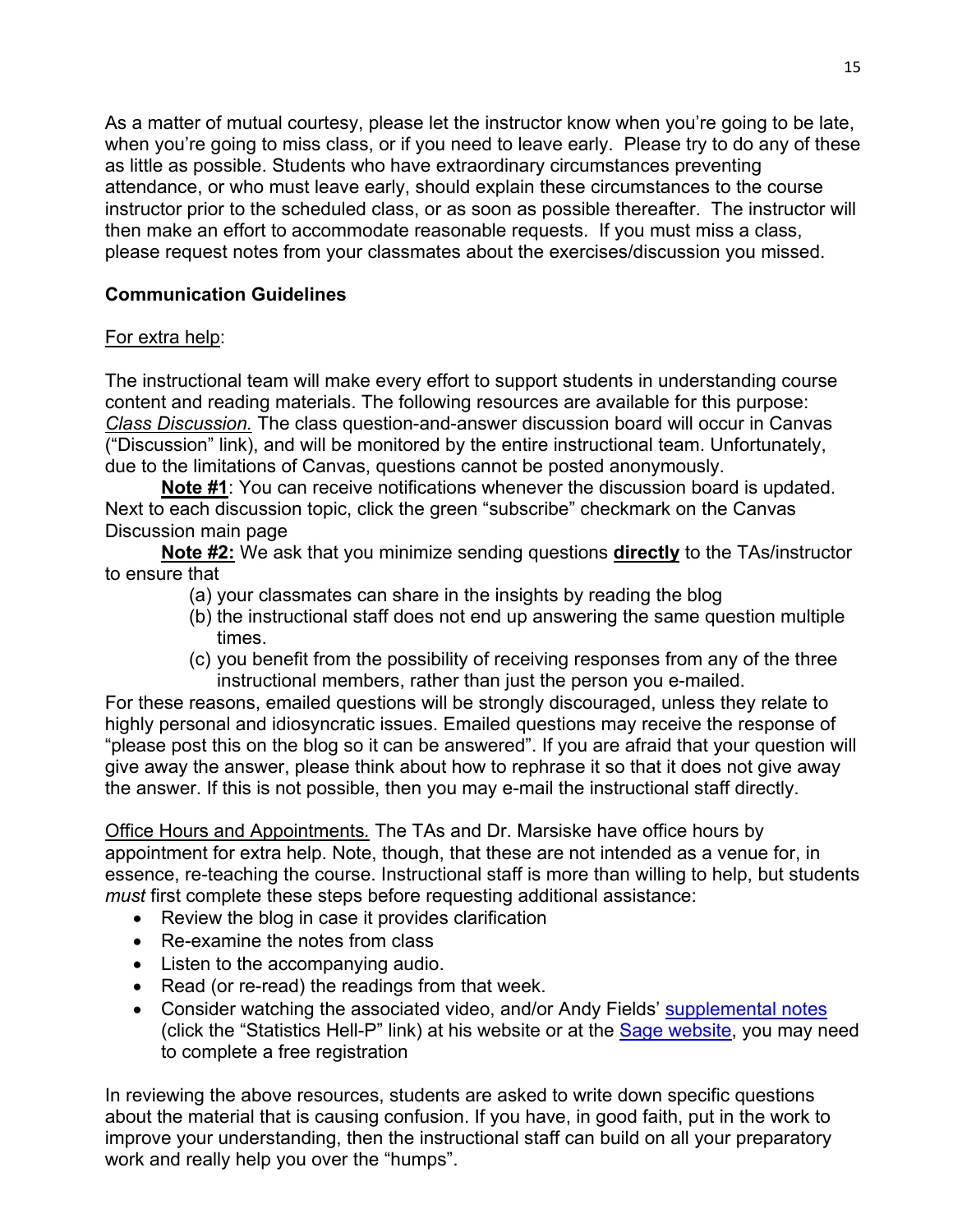As a matter of mutual courtesy, please let the instructor know when you're going to be late, when you're going to miss class, or if you need to leave early. Please try to do any of these as little as possible. Students who have extraordinary circumstances preventing attendance, or who must leave early, should explain these circumstances to the course instructor prior to the scheduled class, or as soon as possible thereafter. The instructor will then make an effort to accommodate reasonable requests. If you must miss a class, please request notes from your classmates about the exercises/discussion you missed.

**Communication Guidelines**

For extra help:

The instructional team will make every effort to support students in understanding course content and reading materials. The following resources are available for this purpose: *Class Discussion.* The class question-and-answer discussion board will occur in Canvas ("Discussion" link), and will be monitored by the entire instructional team. Unfortunately, due to the limitations of Canvas, questions cannot be posted anonymously.

**Note #1**: You can receive notifications whenever the discussion board is updated. Next to each discussion topic, click the green "subscribe" checkmark on the Canvas Discussion main page

**Note #2:** We ask that you minimize sending questions **directly** to the TAs/instructor to ensure that

(a) your classmates can share in the insights by reading the blog
(b) the instructional staff does not end up answering the same question multiple times.
(c) you benefit from the possibility of receiving responses from any of the three instructional members, rather than just the person you e-mailed.

For these reasons, emailed questions will be strongly discouraged, unless they relate to highly personal and idiosyncratic issues. Emailed questions may receive the response of "please post this on the blog so it can be answered". If you are afraid that your question will give away the answer, please think about how to rephrase it so that it does not give away the answer. If this is not possible, then you may e-mail the instructional staff directly.

Office Hours and Appointments. The TAs and Dr. Marsiske have office hours by appointment for extra help. Note, though, that these are not intended as a venue for, in essence, re-teaching the course. Instructional staff is more than willing to help, but students *must* first complete these steps before requesting additional assistance:

- Review the blog in case it provides clarification
- Re-examine the notes from class
- Listen to the accompanying audio.
- Read (or re-read) the readings from that week.
- Consider watching the associated video, and/or Andy Fields' supplemental notes (click the "Statistics Hell-P" link) at his website or at the Sage website, you may need to complete a free registration

In reviewing the above resources, students are asked to write down specific questions about the material that is causing confusion. If you have, in good faith, put in the work to improve your understanding, then the instructional staff can build on all your preparatory work and really help you over the "humps".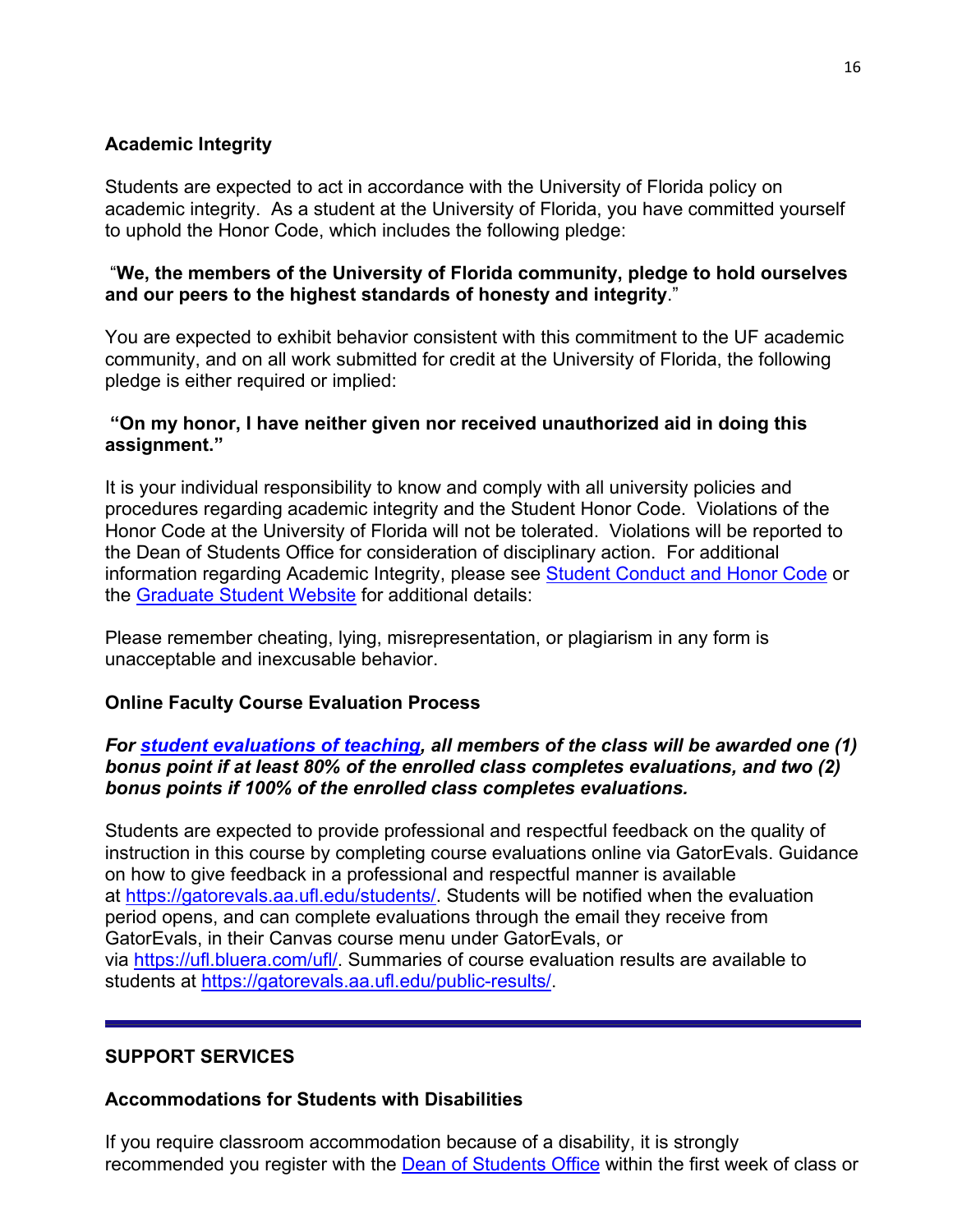### Academic Integrity

Students are expected to act in accordance with the University of Florida policy on academic integrity. As a student at the University of Florida, you have committed yourself to uphold the Honor Code, which includes the following pledge:

"**We, the members of the University of Florida community, pledge to hold ourselves and our peers to the highest standards of honesty and integrity**."

You are expected to exhibit behavior consistent with this commitment to the UF academic community, and on all work submitted for credit at the University of Florida, the following pledge is either required or implied:

**"On my honor, I have neither given nor received unauthorized aid in doing this assignment."**

It is your individual responsibility to know and comply with all university policies and procedures regarding academic integrity and the Student Honor Code. Violations of the Honor Code at the University of Florida will not be tolerated. Violations will be reported to the Dean of Students Office for consideration of disciplinary action. For additional information regarding Academic Integrity, please see Student Conduct and Honor Code or the Graduate Student Website for additional details:

Please remember cheating, lying, misrepresentation, or plagiarism in any form is unacceptable and inexcusable behavior.

### Online Faculty Course Evaluation Process

***For student evaluations of teaching, all members of the class will be awarded one (1) bonus point if at least 80% of the enrolled class completes evaluations, and two (2) bonus points if 100% of the enrolled class completes evaluations.***

Students are expected to provide professional and respectful feedback on the quality of instruction in this course by completing course evaluations online via GatorEvals. Guidance on how to give feedback in a professional and respectful manner is available at https://gatorevals.aa.ufl.edu/students/. Students will be notified when the evaluation period opens, and can complete evaluations through the email they receive from GatorEvals, in their Canvas course menu under GatorEvals, or via https://ufl.bluera.com/ufl/. Summaries of course evaluation results are available to students at https://gatorevals.aa.ufl.edu/public-results/.

---

## SUPPORT SERVICES

### Accommodations for Students with Disabilities

If you require classroom accommodation because of a disability, it is strongly recommended you register with the Dean of Students Office within the first week of class or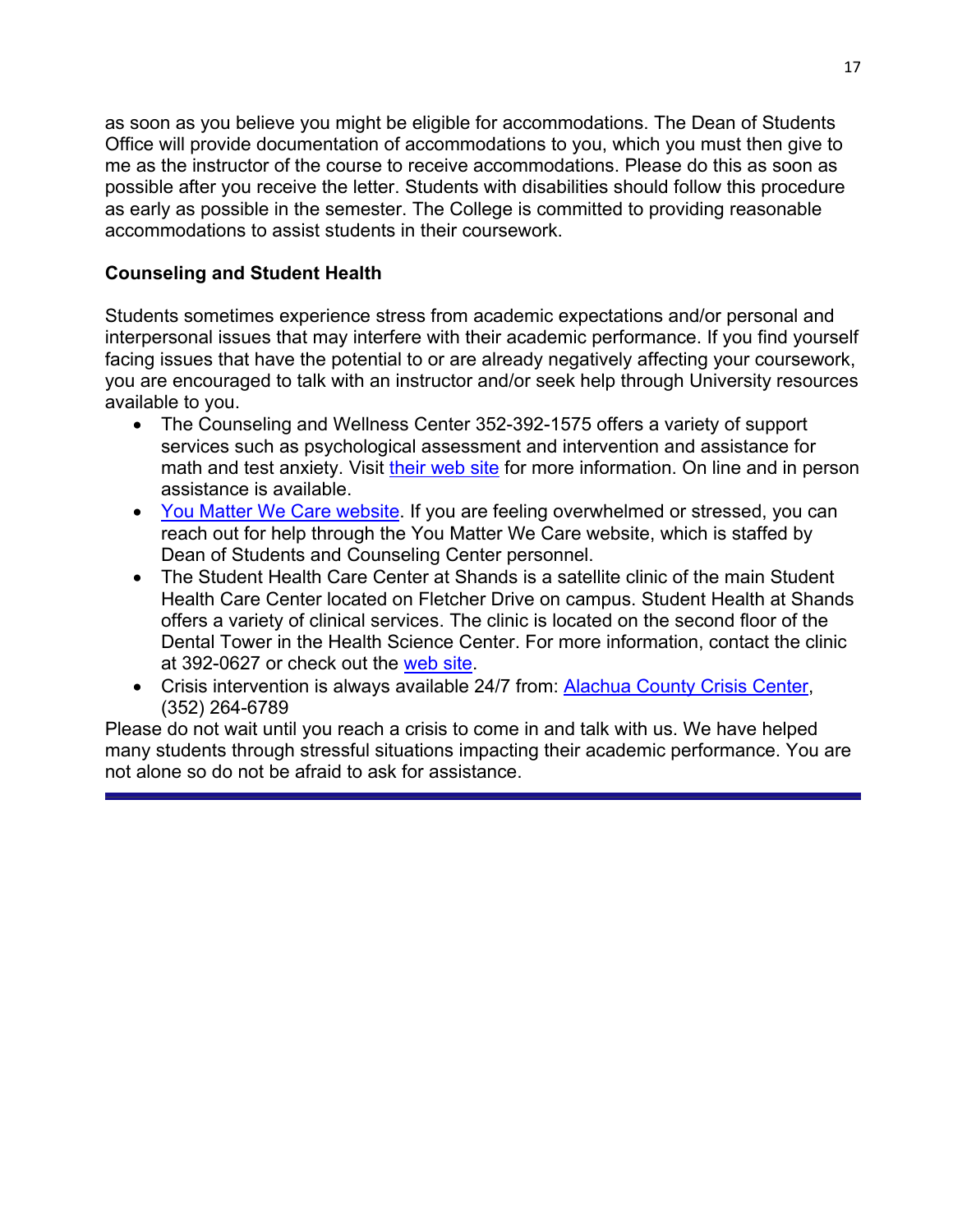as soon as you believe you might be eligible for accommodations. The Dean of Students Office will provide documentation of accommodations to you, which you must then give to me as the instructor of the course to receive accommodations. Please do this as soon as possible after you receive the letter. Students with disabilities should follow this procedure as early as possible in the semester. The College is committed to providing reasonable accommodations to assist students in their coursework.

**Counseling and Student Health**

Students sometimes experience stress from academic expectations and/or personal and interpersonal issues that may interfere with their academic performance. If you find yourself facing issues that have the potential to or are already negatively affecting your coursework, you are encouraged to talk with an instructor and/or seek help through University resources available to you.

- The Counseling and Wellness Center 352-392-1575 offers a variety of support services such as psychological assessment and intervention and assistance for math and test anxiety. Visit their web site for more information. On line and in person assistance is available.
- You Matter We Care website. If you are feeling overwhelmed or stressed, you can reach out for help through the You Matter We Care website, which is staffed by Dean of Students and Counseling Center personnel.
- The Student Health Care Center at Shands is a satellite clinic of the main Student Health Care Center located on Fletcher Drive on campus. Student Health at Shands offers a variety of clinical services. The clinic is located on the second floor of the Dental Tower in the Health Science Center. For more information, contact the clinic at 392-0627 or check out the web site.
- Crisis intervention is always available 24/7 from: Alachua County Crisis Center, (352) 264-6789

Please do not wait until you reach a crisis to come in and talk with us. We have helped many students through stressful situations impacting their academic performance. You are not alone so do not be afraid to ask for assistance.